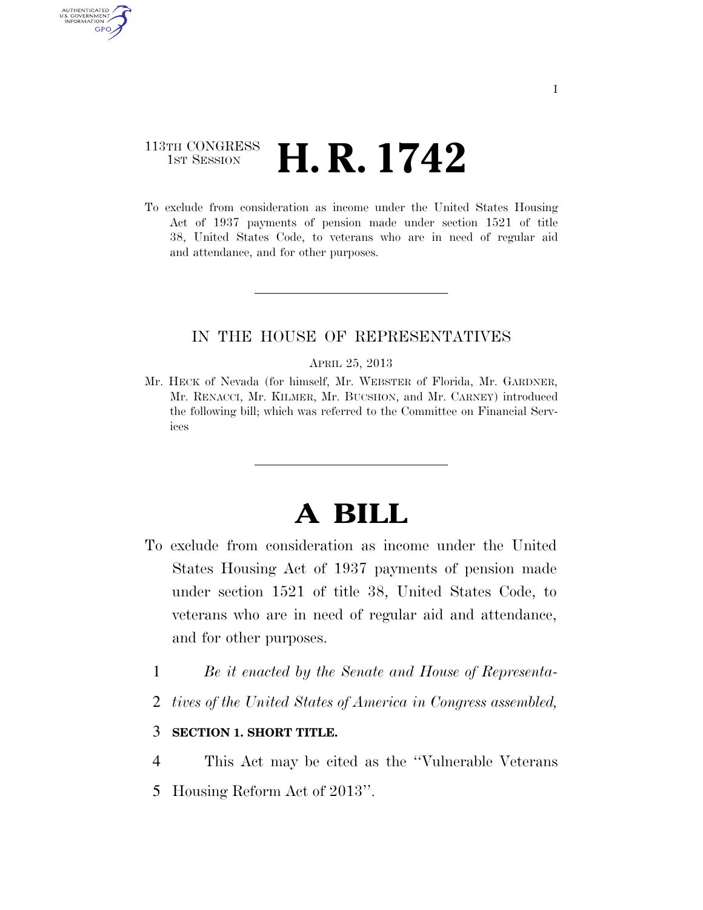113TH CONGRESS
1ST SESSION

# H. R. 1742

To exclude from consideration as income under the United States Housing Act of 1937 payments of pension made under section 1521 of title 38, United States Code, to veterans who are in need of regular aid and attendance, and for other purposes.

IN THE HOUSE OF REPRESENTATIVES

APRIL 25, 2013

Mr. HECK of Nevada (for himself, Mr. WEBSTER of Florida, Mr. GARDNER, Mr. RENACCI, Mr. KILMER, Mr. BUCSHON, and Mr. CARNEY) introduced the following bill; which was referred to the Committee on Financial Services

# A BILL

To exclude from consideration as income under the United States Housing Act of 1937 payments of pension made under section 1521 of title 38, United States Code, to veterans who are in need of regular aid and attendance, and for other purposes.

1 *Be it enacted by the Senate and House of Representa-*
2 *tives of the United States of America in Congress assembled,*

3 **SECTION 1. SHORT TITLE.**

4 This Act may be cited as the ''Vulnerable Veterans
5 Housing Reform Act of 2013''.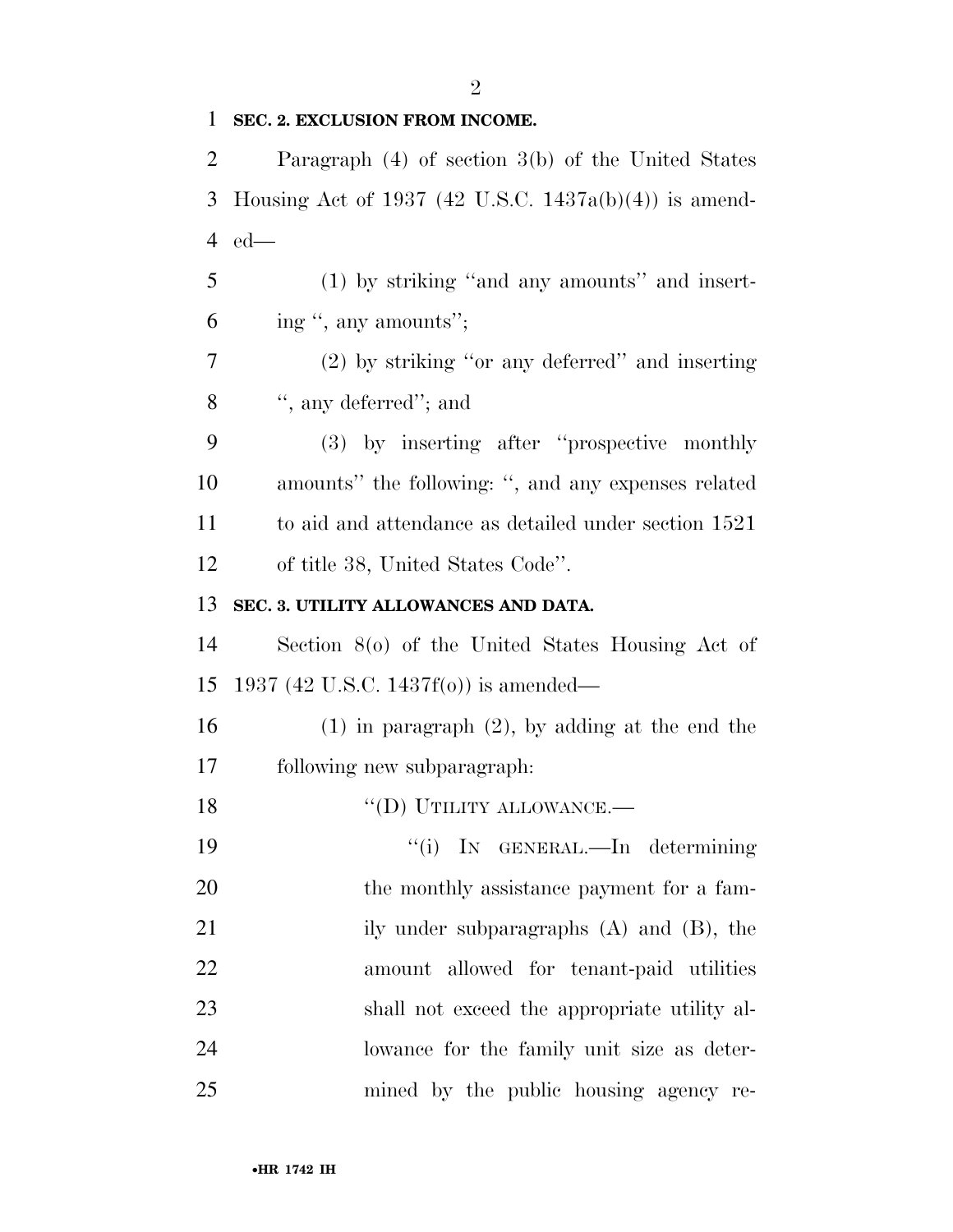**SEC. 2. EXCLUSION FROM INCOME.**

Paragraph (4) of section 3(b) of the United States Housing Act of 1937 (42 U.S.C. 1437a(b)(4)) is amended—

(1) by striking "and any amounts" and inserting ", any amounts";

(2) by striking "or any deferred" and inserting ", any deferred"; and

(3) by inserting after "prospective monthly amounts" the following: ", and any expenses related to aid and attendance as detailed under section 1521 of title 38, United States Code".

**SEC. 3. UTILITY ALLOWANCES AND DATA.**

Section 8(o) of the United States Housing Act of 1937 (42 U.S.C. 1437f(o)) is amended—

(1) in paragraph (2), by adding at the end the following new subparagraph:

"(D) UTILITY ALLOWANCE.—

"(i) IN GENERAL.—In determining the monthly assistance payment for a family under subparagraphs (A) and (B), the amount allowed for tenant-paid utilities shall not exceed the appropriate utility allowance for the family unit size as determined by the public housing agency re-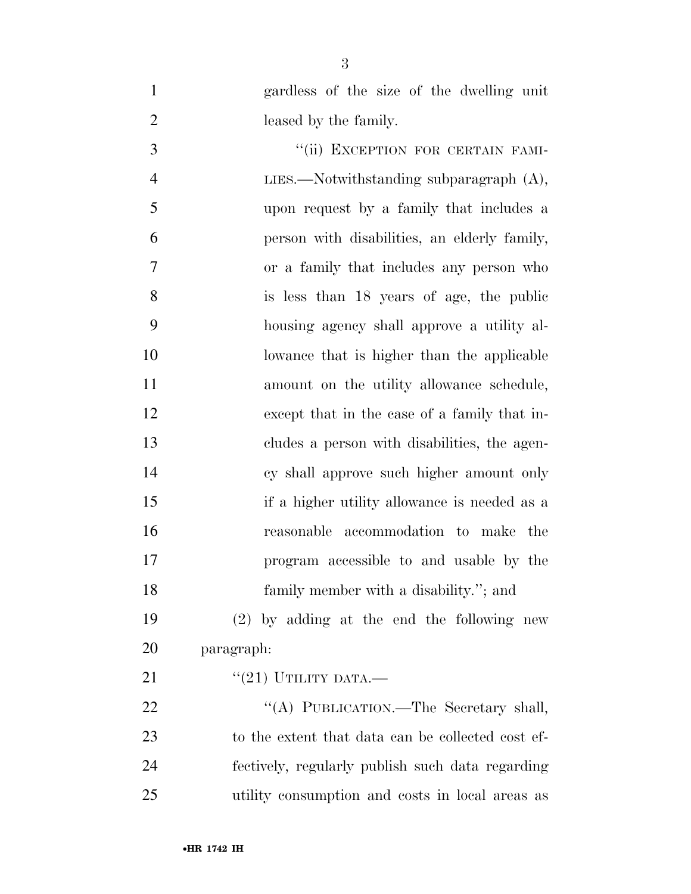gardless of the size of the dwelling unit leased by the family.

"(ii) EXCEPTION FOR CERTAIN FAMILIES.—Notwithstanding subparagraph (A), upon request by a family that includes a person with disabilities, an elderly family, or a family that includes any person who is less than 18 years of age, the public housing agency shall approve a utility allowance that is higher than the applicable amount on the utility allowance schedule, except that in the case of a family that includes a person with disabilities, the agency shall approve such higher amount only if a higher utility allowance is needed as a reasonable accommodation to make the program accessible to and usable by the family member with a disability."; and

(2) by adding at the end the following new paragraph:

"(21) UTILITY DATA.—

"(A) PUBLICATION.—The Secretary shall, to the extent that data can be collected cost effectively, regularly publish such data regarding utility consumption and costs in local areas as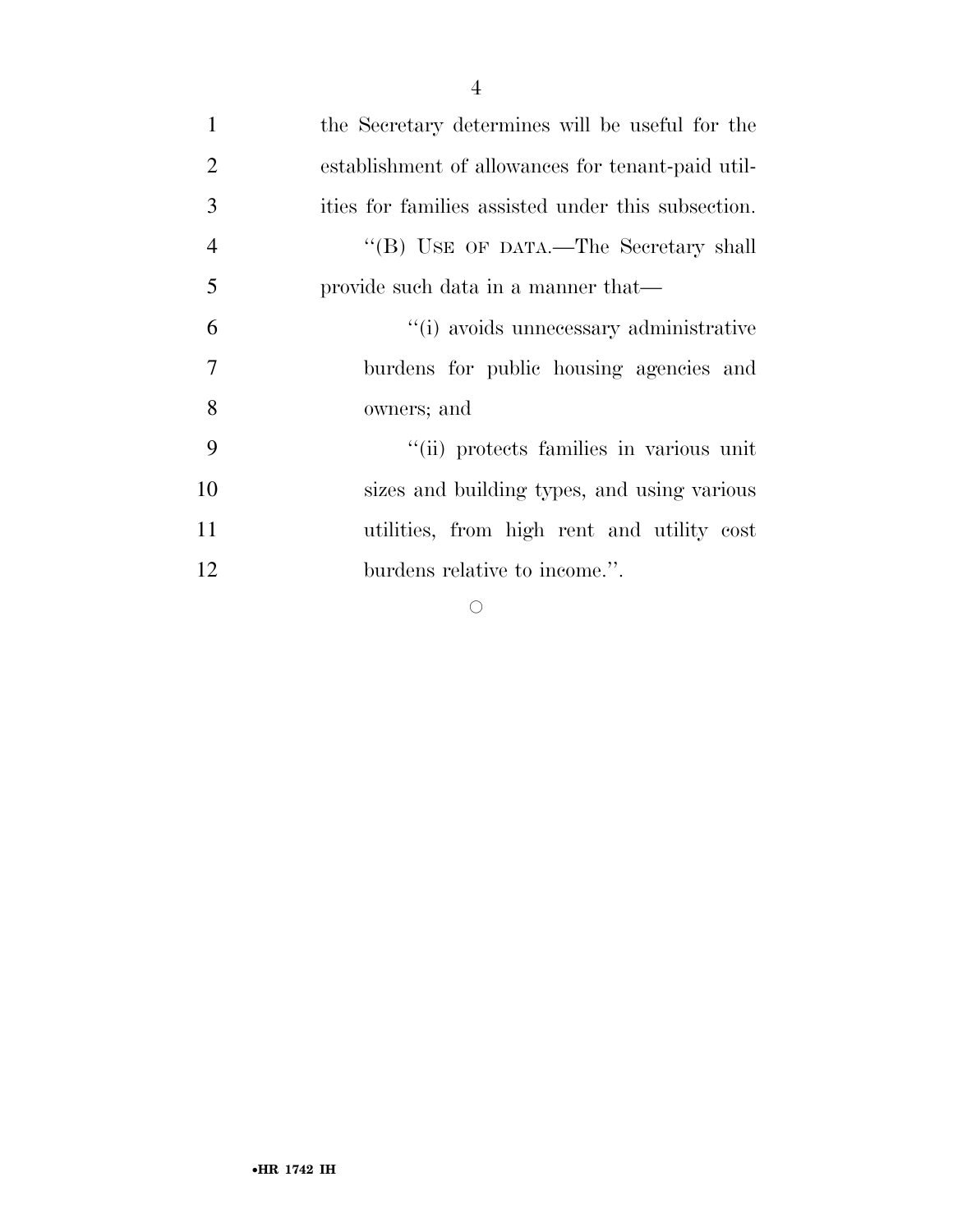the Secretary determines will be useful for the establishment of allowances for tenant-paid utilities for families assisted under this subsection.

''(B) USE OF DATA.—The Secretary shall provide such data in a manner that—

''(i) avoids unnecessary administrative burdens for public housing agencies and owners; and

''(ii) protects families in various unit sizes and building types, and using various utilities, from high rent and utility cost burdens relative to income.''.

○